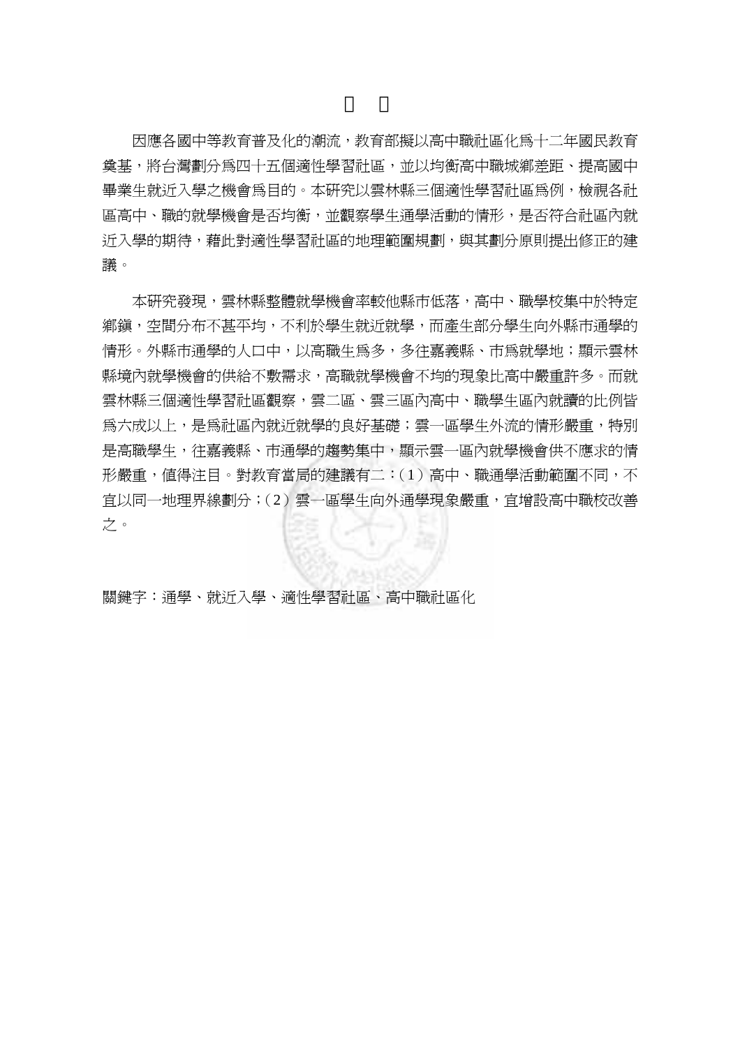# 摘　要

因應各國中等教育普及化的潮流，教育部擬以高中職社區化為十二年國民教育奠基，將台灣劃分為四十五個適性學習社區，並以均衡高中職城鄉差距、提高國中畢業生就近入學之機會為目的。本研究以雲林縣三個適性學習社區為例，檢視各社區高中、職的就學機會是否均衡，並觀察學生通學活動的情形，是否符合社區內就近入學的期待，藉此對適性學習社區的地理範圍規劃，與其劃分原則提出修正的建議。

本研究發現，雲林縣整體就學機會率較他縣市低落，高中、職學校集中於特定鄉鎮，空間分布不甚平均，不利於學生就近就學，而產生部分學生向外縣市通學的情形。外縣市通學的人口中，以高職生為多，多往嘉義縣、市為就學地；顯示雲林縣境內就學機會的供給不敷需求，高職就學機會不均的現象比高中嚴重許多。而就雲林縣三個適性學習社區觀察，雲二區、雲三區內高中、職學生區內就讀的比例皆為六成以上，是為社區內就近就學的良好基礎；雲一區學生外流的情形嚴重，特別是高職學生，往嘉義縣、市通學的趨勢集中，顯示雲一區內就學機會供不應求的情形嚴重，值得注目。對教育當局的建議有二：（1）高中、職通學活動範圍不同，不宜以同一地理界線劃分；（2）雲一區學生向外通學現象嚴重，宜增設高中職校改善之。

關鍵字：通學、就近入學、適性學習社區、高中職社區化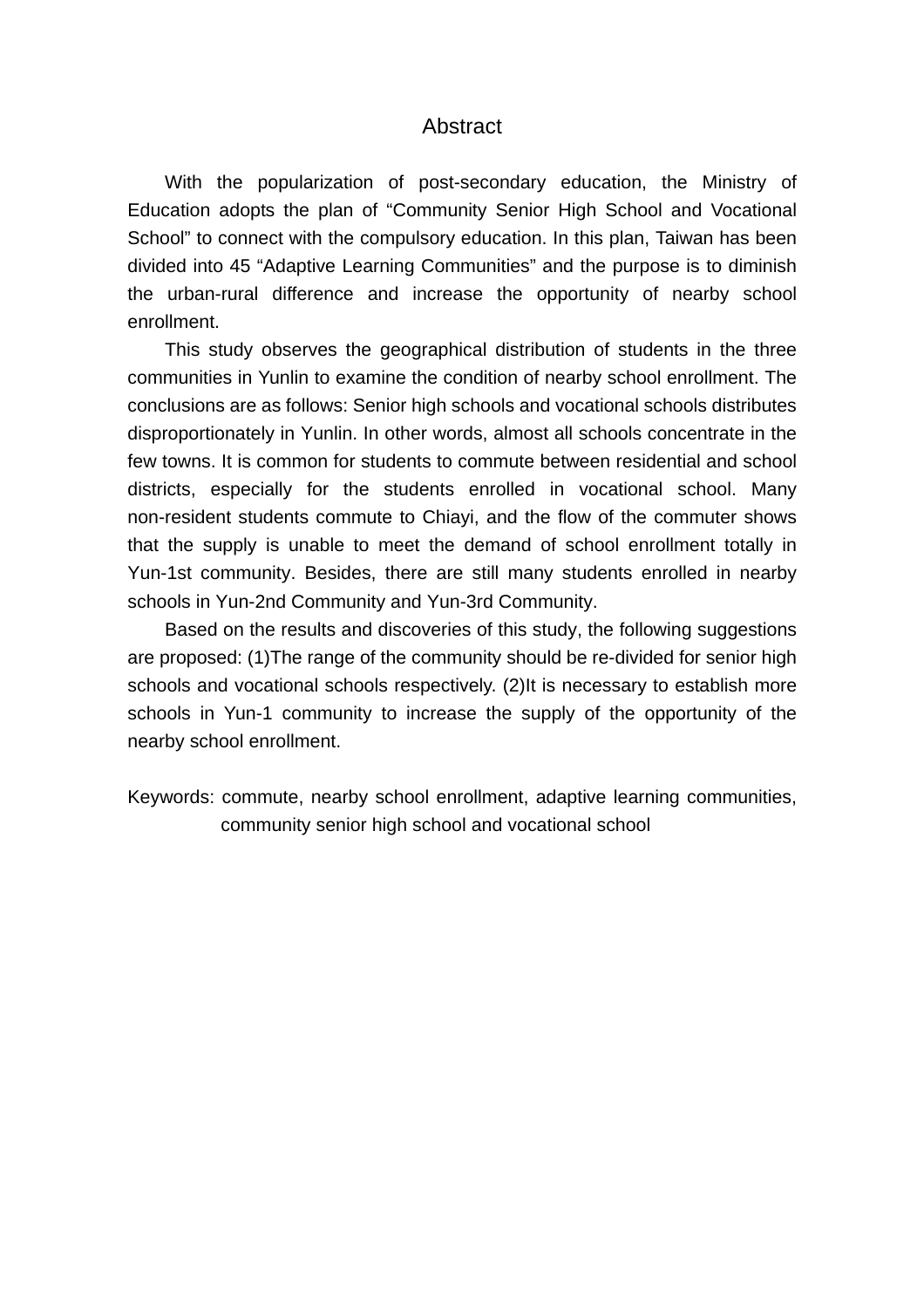# Abstract

With the popularization of post-secondary education, the Ministry of Education adopts the plan of "Community Senior High School and Vocational School" to connect with the compulsory education. In this plan, Taiwan has been divided into 45 "Adaptive Learning Communities" and the purpose is to diminish the urban-rural difference and increase the opportunity of nearby school enrollment.

This study observes the geographical distribution of students in the three communities in Yunlin to examine the condition of nearby school enrollment. The conclusions are as follows: Senior high schools and vocational schools distributes disproportionately in Yunlin. In other words, almost all schools concentrate in the few towns. It is common for students to commute between residential and school districts, especially for the students enrolled in vocational school. Many non-resident students commute to Chiayi, and the flow of the commuter shows that the supply is unable to meet the demand of school enrollment totally in Yun-1st community. Besides, there are still many students enrolled in nearby schools in Yun-2nd Community and Yun-3rd Community.

Based on the results and discoveries of this study, the following suggestions are proposed: (1)The range of the community should be re-divided for senior high schools and vocational schools respectively. (2)It is necessary to establish more schools in Yun-1 community to increase the supply of the opportunity of the nearby school enrollment.

Keywords: commute, nearby school enrollment, adaptive learning communities, community senior high school and vocational school